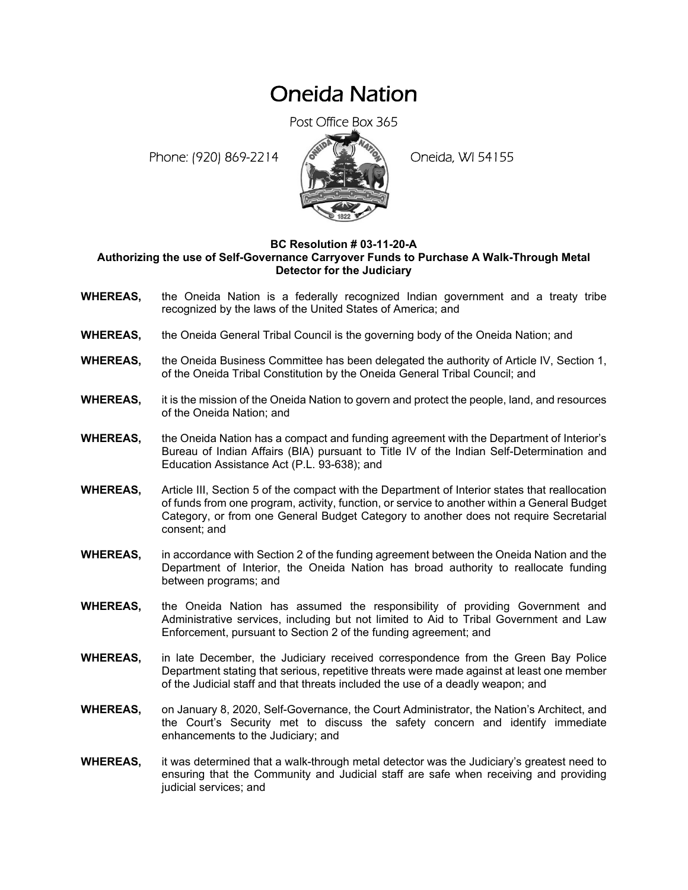# Oneida Nation

Post Office Box 365

Phone: (920) 869-2214 Oneida, WI 54155

**BC Resolution # 03-11-20-A**
**Authorizing the use of Self-Governance Carryover Funds to Purchase A Walk-Through Metal Detector for the Judiciary**

**WHEREAS,** the Oneida Nation is a federally recognized Indian government and a treaty tribe recognized by the laws of the United States of America; and

**WHEREAS,** the Oneida General Tribal Council is the governing body of the Oneida Nation; and

**WHEREAS,** the Oneida Business Committee has been delegated the authority of Article IV, Section 1, of the Oneida Tribal Constitution by the Oneida General Tribal Council; and

**WHEREAS,** it is the mission of the Oneida Nation to govern and protect the people, land, and resources of the Oneida Nation; and

**WHEREAS,** the Oneida Nation has a compact and funding agreement with the Department of Interior's Bureau of Indian Affairs (BIA) pursuant to Title IV of the Indian Self-Determination and Education Assistance Act (P.L. 93-638); and

**WHEREAS,** Article III, Section 5 of the compact with the Department of Interior states that reallocation of funds from one program, activity, function, or service to another within a General Budget Category, or from one General Budget Category to another does not require Secretarial consent; and

**WHEREAS,** in accordance with Section 2 of the funding agreement between the Oneida Nation and the Department of Interior, the Oneida Nation has broad authority to reallocate funding between programs; and

**WHEREAS,** the Oneida Nation has assumed the responsibility of providing Government and Administrative services, including but not limited to Aid to Tribal Government and Law Enforcement, pursuant to Section 2 of the funding agreement; and

**WHEREAS,** in late December, the Judiciary received correspondence from the Green Bay Police Department stating that serious, repetitive threats were made against at least one member of the Judicial staff and that threats included the use of a deadly weapon; and

**WHEREAS,** on January 8, 2020, Self-Governance, the Court Administrator, the Nation's Architect, and the Court's Security met to discuss the safety concern and identify immediate enhancements to the Judiciary; and

**WHEREAS,** it was determined that a walk-through metal detector was the Judiciary's greatest need to ensuring that the Community and Judicial staff are safe when receiving and providing judicial services; and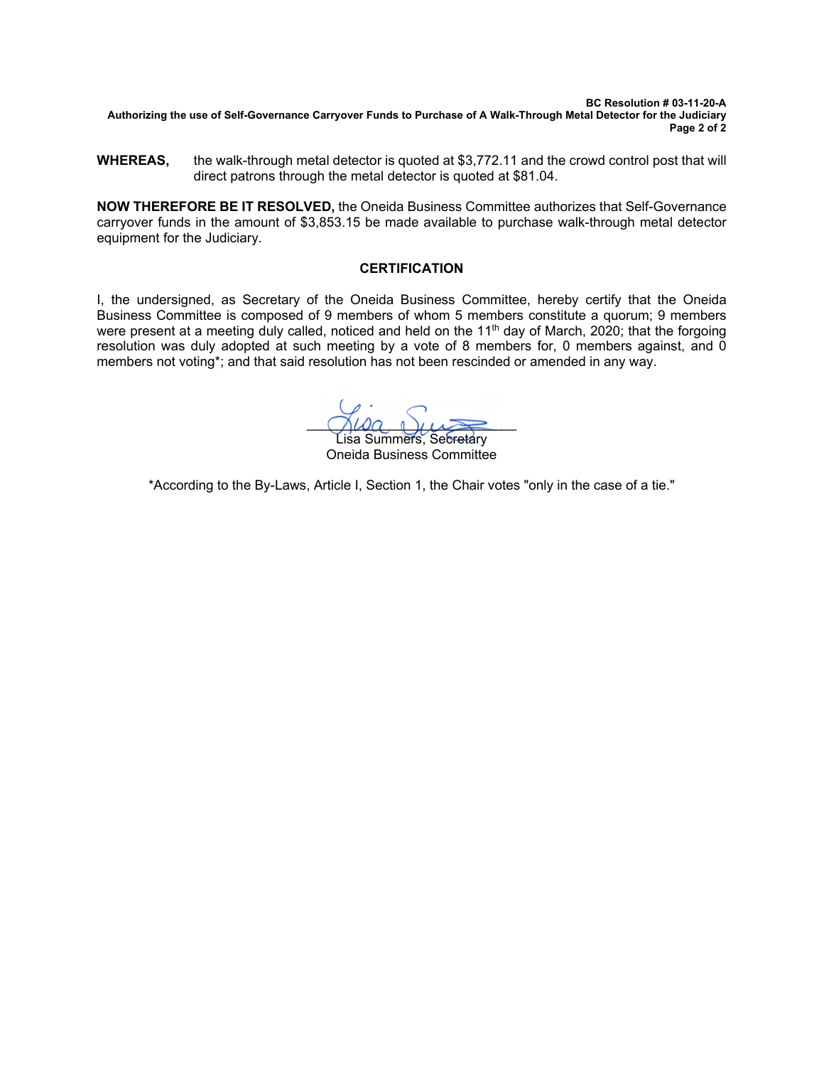**WHEREAS,** the walk-through metal detector is quoted at $3,772.11 and the crowd control post that will direct patrons through the metal detector is quoted at $81.04.

**NOW THEREFORE BE IT RESOLVED,** the Oneida Business Committee authorizes that Self-Governance carryover funds in the amount of $3,853.15 be made available to purchase walk-through metal detector equipment for the Judiciary.

## CERTIFICATION

I, the undersigned, as Secretary of the Oneida Business Committee, hereby certify that the Oneida Business Committee is composed of 9 members of whom 5 members constitute a quorum; 9 members were present at a meeting duly called, noticed and held on the 11th day of March, 2020; that the forgoing resolution was duly adopted at such meeting by a vote of 8 members for, 0 members against, and 0 members not voting*; and that said resolution has not been rescinded or amended in any way.

Lisa Summers, Secretary
Oneida Business Committee

*According to the By-Laws, Article I, Section 1, the Chair votes "only in the case of a tie."